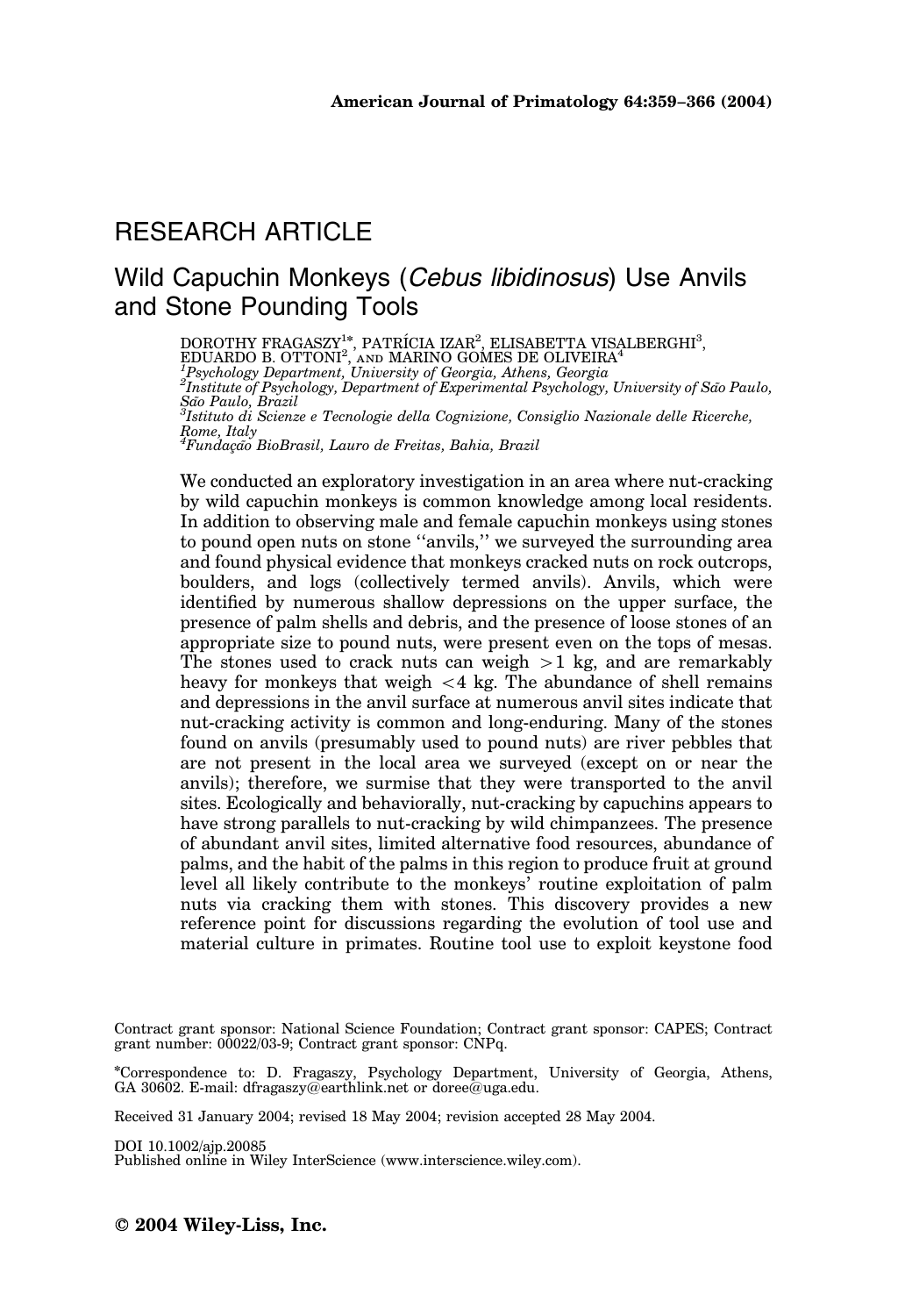RESEARCH ARTICLE

# Wild Capuchin Monkeys (*Cebus libidinosus*) Use Anvils and Stone Pounding Tools

DOROTHY FRAGASZY[1]*, PATRÍCIA IZAR[2], ELISABETTA VISALBERGHI[3], EDUARDO B. OTTONI[2], AND MARINO GOMES DE OLIVEIRA[4]

[1]*Psychology Department, University of Georgia, Athens, Georgia*
[2]*Institute of Psychology, Department of Experimental Psychology, University of São Paulo, São Paulo, Brazil*
[3]*Istituto di Scienze e Tecnologie della Cognizione, Consiglio Nazionale delle Ricerche, Rome, Italy*
[4]*Fundação BioBrasil, Lauro de Freitas, Bahia, Brazil*

We conducted an exploratory investigation in an area where nut-cracking by wild capuchin monkeys is common knowledge among local residents. In addition to observing male and female capuchin monkeys using stones to pound open nuts on stone ''anvils,'' we surveyed the surrounding area and found physical evidence that monkeys cracked nuts on rock outcrops, boulders, and logs (collectively termed anvils). Anvils, which were identified by numerous shallow depressions on the upper surface, the presence of palm shells and debris, and the presence of loose stones of an appropriate size to pound nuts, were present even on the tops of mesas. The stones used to crack nuts can weigh $>1$ kg, and are remarkably heavy for monkeys that weigh $<4$ kg. The abundance of shell remains and depressions in the anvil surface at numerous anvil sites indicate that nut-cracking activity is common and long-enduring. Many of the stones found on anvils (presumably used to pound nuts) are river pebbles that are not present in the local area we surveyed (except on or near the anvils); therefore, we surmise that they were transported to the anvil sites. Ecologically and behaviorally, nut-cracking by capuchins appears to have strong parallels to nut-cracking by wild chimpanzees. The presence of abundant anvil sites, limited alternative food resources, abundance of palms, and the habit of the palms in this region to produce fruit at ground level all likely contribute to the monkeys' routine exploitation of palm nuts via cracking them with stones. This discovery provides a new reference point for discussions regarding the evolution of tool use and material culture in primates. Routine tool use to exploit keystone food

Contract grant sponsor: National Science Foundation; Contract grant sponsor: CAPES; Contract grant number: 00022/03-9; Contract grant sponsor: CNPq.

*Correspondence to: D. Fragaszy, Psychology Department, University of Georgia, Athens, GA 30602. E-mail: dfragaszy@earthlink.net or doree@uga.edu.

Received 31 January 2004; revised 18 May 2004; revision accepted 28 May 2004.

DOI 10.1002/ajp.20085
Published online in Wiley InterScience (www.interscience.wiley.com).

**© 2004 Wiley-Liss, Inc.**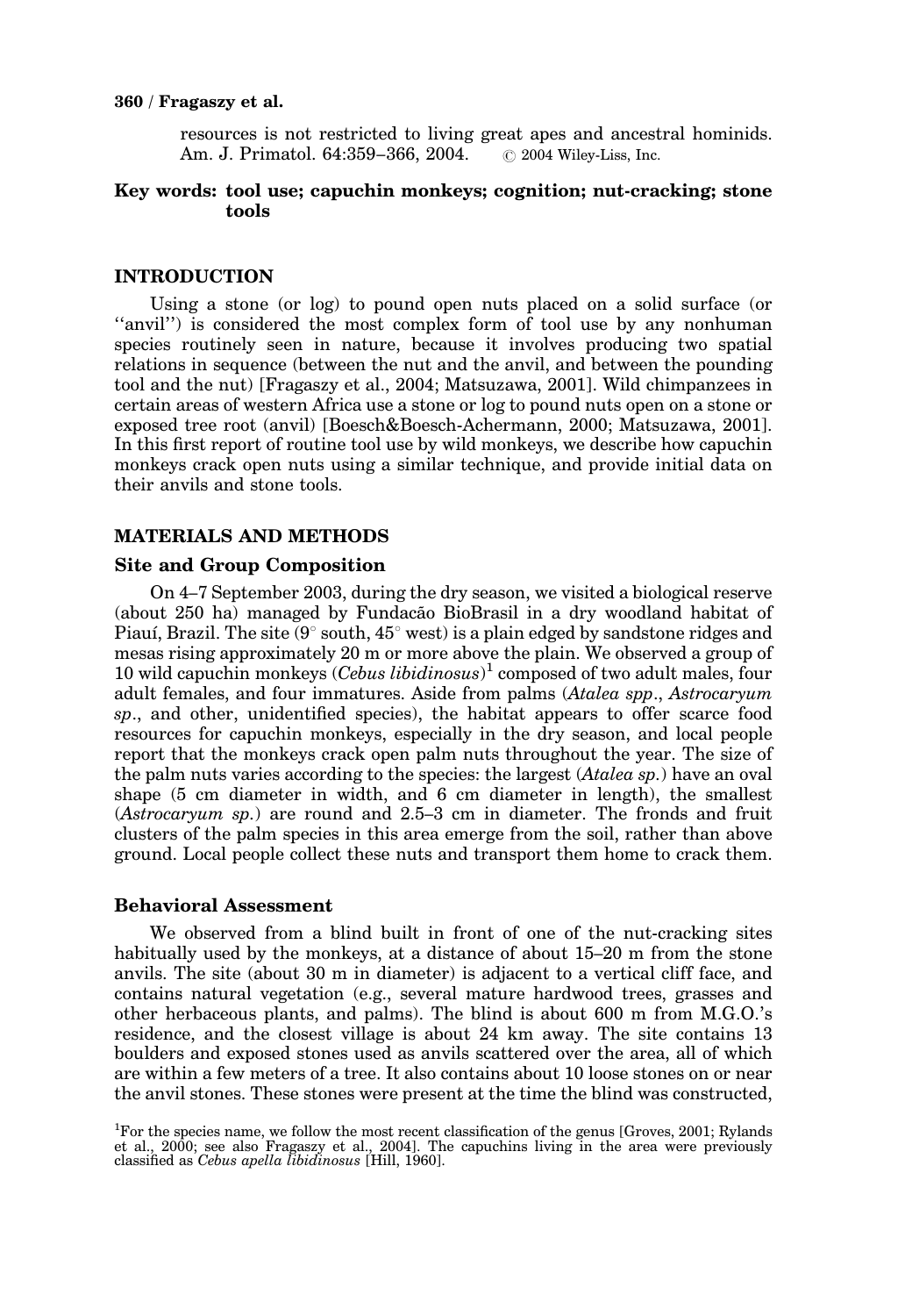resources is not restricted to living great apes and ancestral hominids. Am. J. Primatol. 64:359–366, 2004. © 2004 Wiley-Liss, Inc.

**Key words: tool use; capuchin monkeys; cognition; nut-cracking; stone tools**

## INTRODUCTION

Using a stone (or log) to pound open nuts placed on a solid surface (or "anvil") is considered the most complex form of tool use by any nonhuman species routinely seen in nature, because it involves producing two spatial relations in sequence (between the nut and the anvil, and between the pounding tool and the nut) [Fragaszy et al., 2004; Matsuzawa, 2001]. Wild chimpanzees in certain areas of western Africa use a stone or log to pound nuts open on a stone or exposed tree root (anvil) [Boesch&Boesch-Achermann, 2000; Matsuzawa, 2001]. In this first report of routine tool use by wild monkeys, we describe how capuchin monkeys crack open nuts using a similar technique, and provide initial data on their anvils and stone tools.

## MATERIALS AND METHODS

### Site and Group Composition

On 4–7 September 2003, during the dry season, we visited a biological reserve (about 250 ha) managed by Fundacão BioBrasil in a dry woodland habitat of Piauí, Brazil. The site (9° south, 45° west) is a plain edged by sandstone ridges and mesas rising approximately 20 m or more above the plain. We observed a group of 10 wild capuchin monkeys (*Cebus libidinosus*)[1] composed of two adult males, four adult females, and four immatures. Aside from palms (*Atalea spp*., *Astrocaryum sp*., and other, unidentified species), the habitat appears to offer scarce food resources for capuchin monkeys, especially in the dry season, and local people report that the monkeys crack open palm nuts throughout the year. The size of the palm nuts varies according to the species: the largest (*Atalea sp.*) have an oval shape (5 cm diameter in width, and 6 cm diameter in length), the smallest (*Astrocaryum sp.*) are round and 2.5–3 cm in diameter. The fronds and fruit clusters of the palm species in this area emerge from the soil, rather than above ground. Local people collect these nuts and transport them home to crack them.

### Behavioral Assessment

We observed from a blind built in front of one of the nut-cracking sites habitually used by the monkeys, at a distance of about 15–20 m from the stone anvils. The site (about 30 m in diameter) is adjacent to a vertical cliff face, and contains natural vegetation (e.g., several mature hardwood trees, grasses and other herbaceous plants, and palms). The blind is about 600 m from M.G.O.'s residence, and the closest village is about 24 km away. The site contains 13 boulders and exposed stones used as anvils scattered over the area, all of which are within a few meters of a tree. It also contains about 10 loose stones on or near the anvil stones. These stones were present at the time the blind was constructed,

[1]For the species name, we follow the most recent classification of the genus [Groves, 2001; Rylands et al., 2000; see also Fragaszy et al., 2004]. The capuchins living in the area were previously classified as *Cebus apella libidinosus* [Hill, 1960].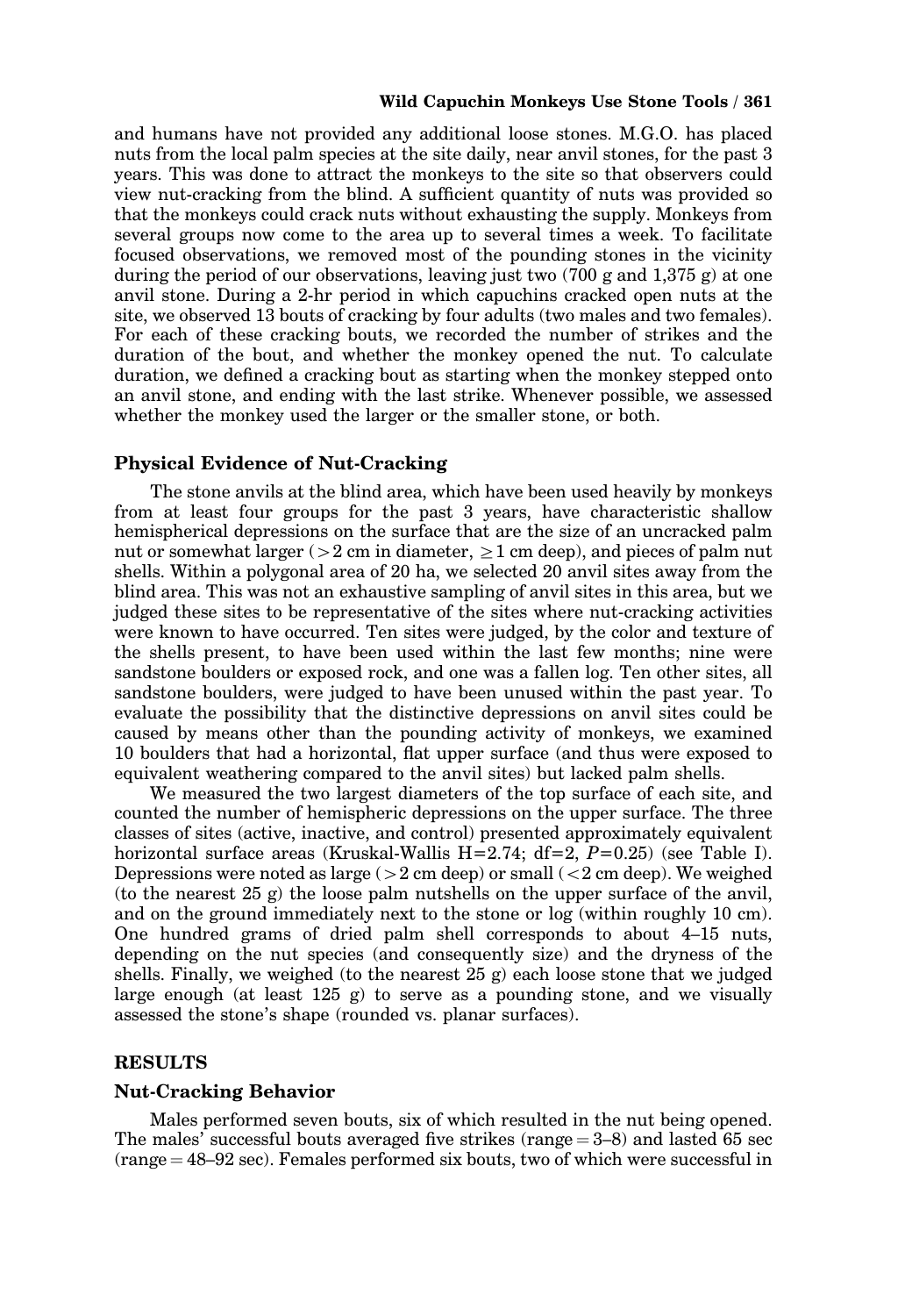and humans have not provided any additional loose stones. M.G.O. has placed nuts from the local palm species at the site daily, near anvil stones, for the past 3 years. This was done to attract the monkeys to the site so that observers could view nut-cracking from the blind. A sufficient quantity of nuts was provided so that the monkeys could crack nuts without exhausting the supply. Monkeys from several groups now come to the area up to several times a week. To facilitate focused observations, we removed most of the pounding stones in the vicinity during the period of our observations, leaving just two (700 g and 1,375 g) at one anvil stone. During a 2-hr period in which capuchins cracked open nuts at the site, we observed 13 bouts of cracking by four adults (two males and two females). For each of these cracking bouts, we recorded the number of strikes and the duration of the bout, and whether the monkey opened the nut. To calculate duration, we defined a cracking bout as starting when the monkey stepped onto an anvil stone, and ending with the last strike. Whenever possible, we assessed whether the monkey used the larger or the smaller stone, or both.

### Physical Evidence of Nut-Cracking

The stone anvils at the blind area, which have been used heavily by monkeys from at least four groups for the past 3 years, have characteristic shallow hemispherical depressions on the surface that are the size of an uncracked palm nut or somewhat larger ($>2$ cm in diameter, $\geq 1$ cm deep), and pieces of palm nut shells. Within a polygonal area of 20 ha, we selected 20 anvil sites away from the blind area. This was not an exhaustive sampling of anvil sites in this area, but we judged these sites to be representative of the sites where nut-cracking activities were known to have occurred. Ten sites were judged, by the color and texture of the shells present, to have been used within the last few months; nine were sandstone boulders or exposed rock, and one was a fallen log. Ten other sites, all sandstone boulders, were judged to have been unused within the past year. To evaluate the possibility that the distinctive depressions on anvil sites could be caused by means other than the pounding activity of monkeys, we examined 10 boulders that had a horizontal, flat upper surface (and thus were exposed to equivalent weathering compared to the anvil sites) but lacked palm shells.

We measured the two largest diameters of the top surface of each site, and counted the number of hemispheric depressions on the upper surface. The three classes of sites (active, inactive, and control) presented approximately equivalent horizontal surface areas (Kruskal-Wallis $H=2.74$; df=2, $P=0.25$) (see Table I). Depressions were noted as large ($>2$ cm deep) or small ($<2$ cm deep). We weighed (to the nearest 25 g) the loose palm nutshells on the upper surface of the anvil, and on the ground immediately next to the stone or log (within roughly 10 cm). One hundred grams of dried palm shell corresponds to about 4–15 nuts, depending on the nut species (and consequently size) and the dryness of the shells. Finally, we weighed (to the nearest 25 g) each loose stone that we judged large enough (at least 125 g) to serve as a pounding stone, and we visually assessed the stone's shape (rounded vs. planar surfaces).

## RESULTS

### Nut-Cracking Behavior

Males performed seven bouts, six of which resulted in the nut being opened. The males' successful bouts averaged five strikes (range = 3–8) and lasted 65 sec (range = 48–92 sec). Females performed six bouts, two of which were successful in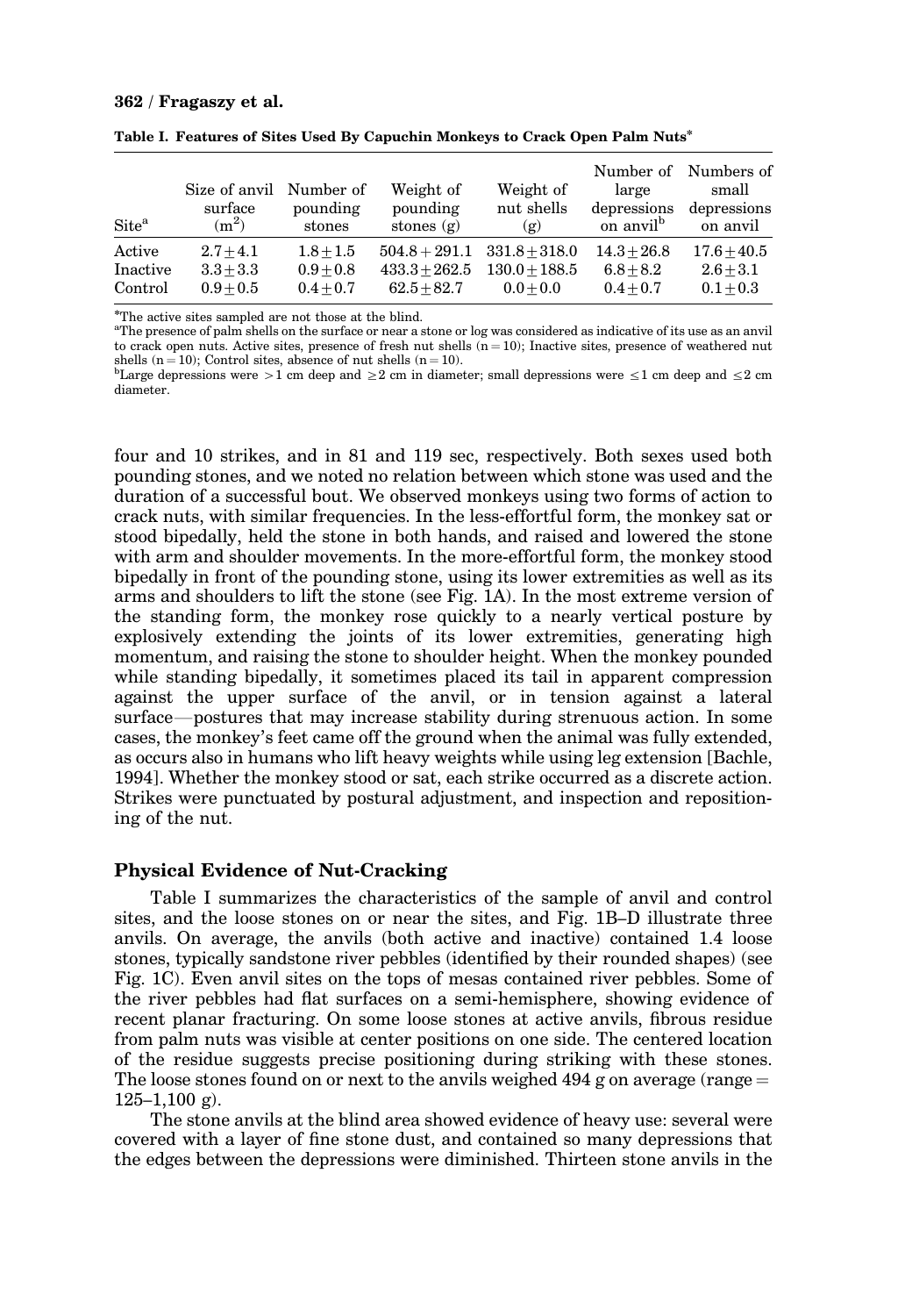**Table I. Features of Sites Used By Capuchin Monkeys to Crack Open Palm Nuts***

| Site[a] | Size of anvil surface ($m^2$) | Number of pounding stones | Weight of pounding stones (g) | Weight of nut shells (g) | Number of large depressions on anvil[b] | Numbers of small depressions on anvil |
|---|---|---|---|---|---|---|
| Active | 2.7±4.1 | 1.8±1.5 | 504.8+291.1 | 331.8±318.0 | 14.3±26.8 | 17.6±40.5 |
| Inactive | 3.3±3.3 | 0.9±0.8 | 433.3±262.5 | 130.0±188.5 | 6.8±8.2 | 2.6±3.1 |
| Control | 0.9±0.5 | 0.4±0.7 | 62.5±82.7 | 0.0±0.0 | 0.4±0.7 | 0.1±0.3 |

*The active sites sampled are not those at the blind.
[a]The presence of palm shells on the surface or near a stone or log was considered as indicative of its use as an anvil to crack open nuts. Active sites, presence of fresh nut shells (n = 10); Inactive sites, presence of weathered nut shells (n = 10); Control sites, absence of nut shells (n = 10).
[b]Large depressions were >1 cm deep and ≥2 cm in diameter; small depressions were ≤1 cm deep and ≤2 cm diameter.

four and 10 strikes, and in 81 and 119 sec, respectively. Both sexes used both pounding stones, and we noted no relation between which stone was used and the duration of a successful bout. We observed monkeys using two forms of action to crack nuts, with similar frequencies. In the less-effortful form, the monkey sat or stood bipedally, held the stone in both hands, and raised and lowered the stone with arm and shoulder movements. In the more-effortful form, the monkey stood bipedally in front of the pounding stone, using its lower extremities as well as its arms and shoulders to lift the stone (see Fig. 1A). In the most extreme version of the standing form, the monkey rose quickly to a nearly vertical posture by explosively extending the joints of its lower extremities, generating high momentum, and raising the stone to shoulder height. When the monkey pounded while standing bipedally, it sometimes placed its tail in apparent compression against the upper surface of the anvil, or in tension against a lateral surface—postures that may increase stability during strenuous action. In some cases, the monkey's feet came off the ground when the animal was fully extended, as occurs also in humans who lift heavy weights while using leg extension [Bachle, 1994]. Whether the monkey stood or sat, each strike occurred as a discrete action. Strikes were punctuated by postural adjustment, and inspection and repositioning of the nut.

## Physical Evidence of Nut-Cracking

Table I summarizes the characteristics of the sample of anvil and control sites, and the loose stones on or near the sites, and Fig. 1B–D illustrate three anvils. On average, the anvils (both active and inactive) contained 1.4 loose stones, typically sandstone river pebbles (identified by their rounded shapes) (see Fig. 1C). Even anvil sites on the tops of mesas contained river pebbles. Some of the river pebbles had flat surfaces on a semi-hemisphere, showing evidence of recent planar fracturing. On some loose stones at active anvils, fibrous residue from palm nuts was visible at center positions on one side. The centered location of the residue suggests precise positioning during striking with these stones. The loose stones found on or next to the anvils weighed 494 g on average (range = 125–1,100 g).

The stone anvils at the blind area showed evidence of heavy use: several were covered with a layer of fine stone dust, and contained so many depressions that the edges between the depressions were diminished. Thirteen stone anvils in the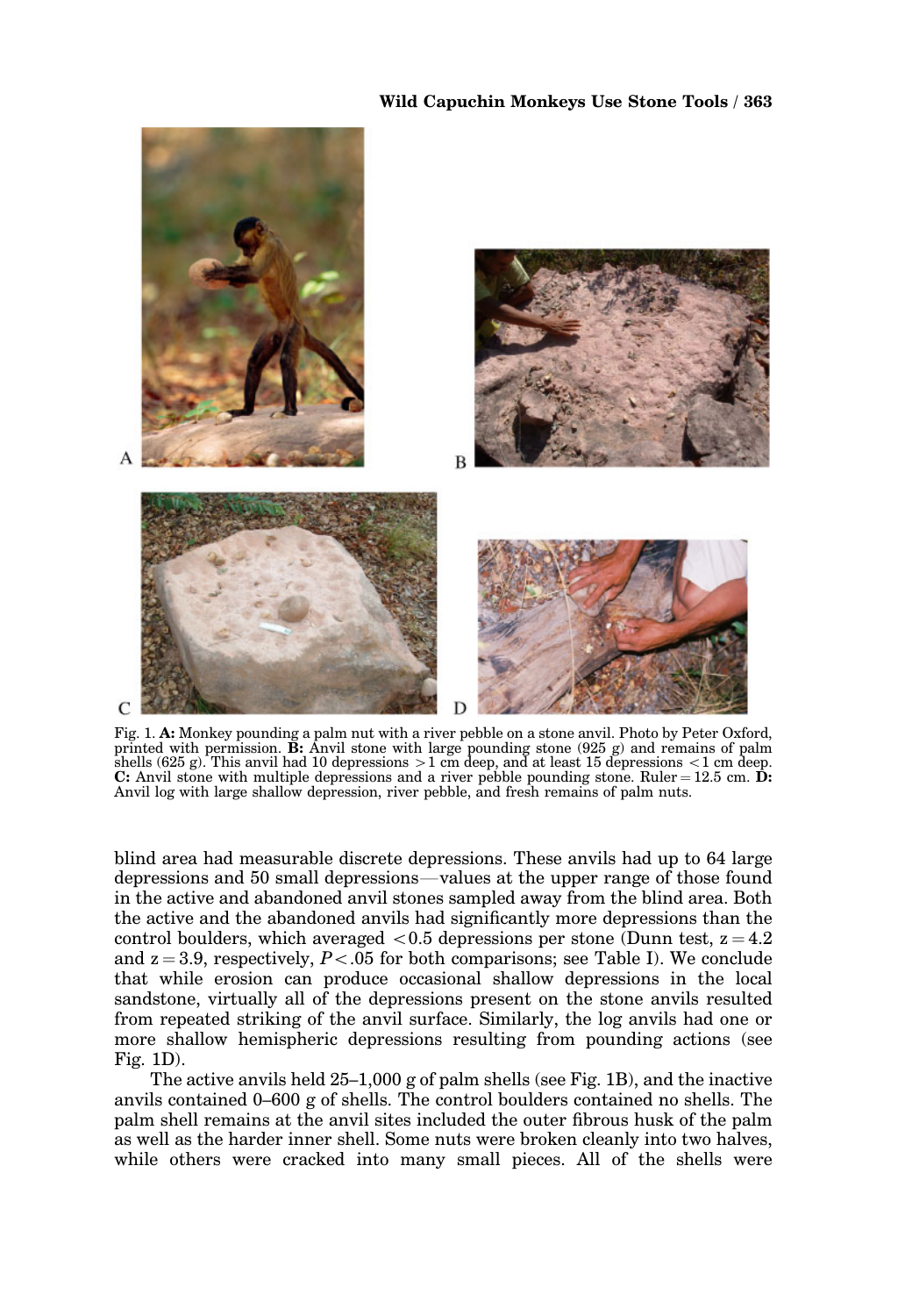Fig. 1. **A:** Monkey pounding a palm nut with a river pebble on a stone anvil. Photo by Peter Oxford, printed with permission. **B:** Anvil stone with large pounding stone (925 g) and remains of palm shells (625 g). This anvil had 10 depressions >1 cm deep, and at least 15 depressions <1 cm deep. **C:** Anvil stone with multiple depressions and a river pebble pounding stone. Ruler = 12.5 cm. **D:** Anvil log with large shallow depression, river pebble, and fresh remains of palm nuts.

blind area had measurable discrete depressions. These anvils had up to 64 large depressions and 50 small depressions—values at the upper range of those found in the active and abandoned anvil stones sampled away from the blind area. Both the active and the abandoned anvils had significantly more depressions than the control boulders, which averaged <0.5 depressions per stone (Dunn test, $z = 4.2$ and $z = 3.9$, respectively, $P < .05$ for both comparisons; see Table I). We conclude that while erosion can produce occasional shallow depressions in the local sandstone, virtually all of the depressions present on the stone anvils resulted from repeated striking of the anvil surface. Similarly, the log anvils had one or more shallow hemispheric depressions resulting from pounding actions (see Fig. 1D).

The active anvils held 25–1,000 g of palm shells (see Fig. 1B), and the inactive anvils contained 0–600 g of shells. The control boulders contained no shells. The palm shell remains at the anvil sites included the outer fibrous husk of the palm as well as the harder inner shell. Some nuts were broken cleanly into two halves, while others were cracked into many small pieces. All of the shells were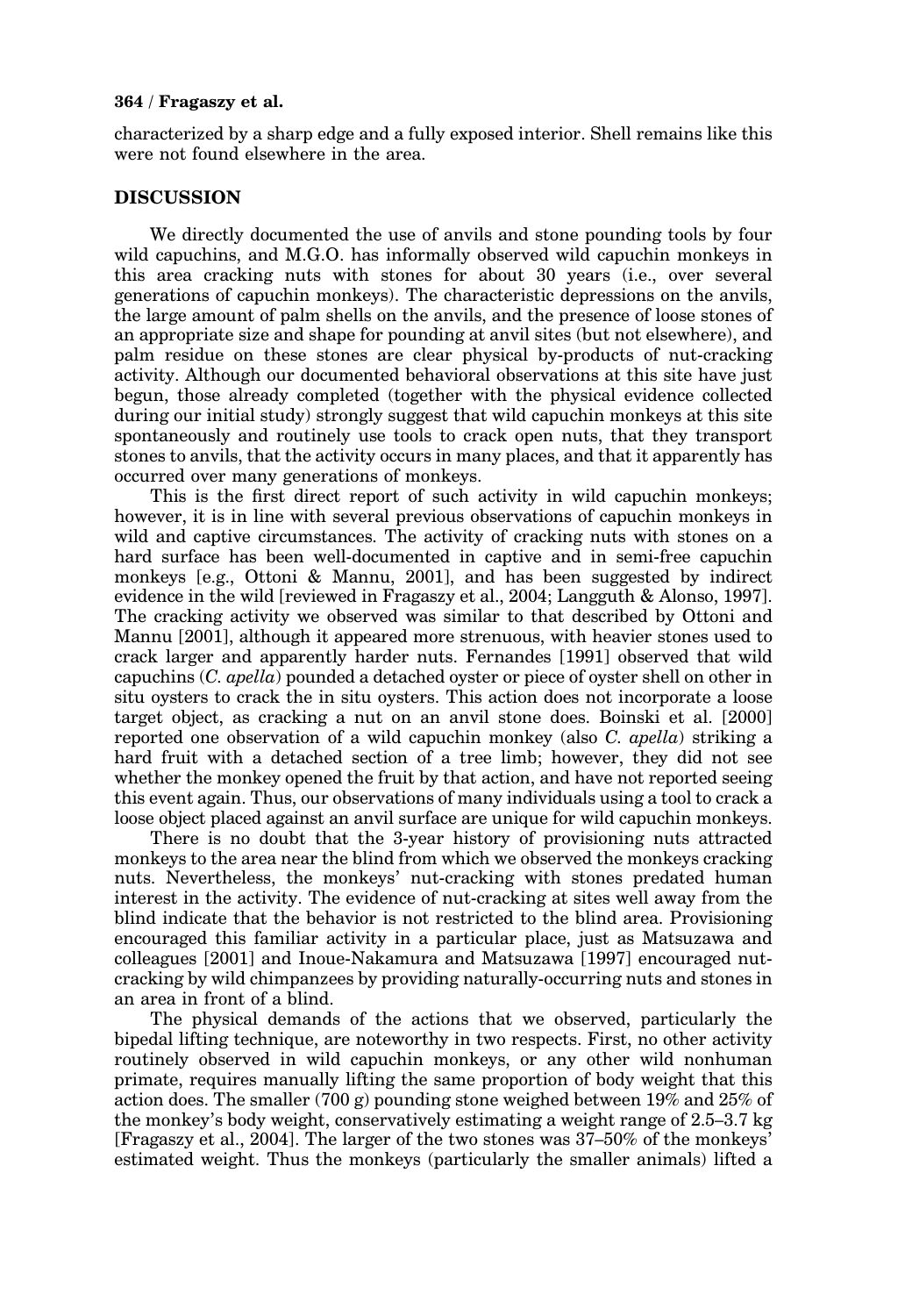characterized by a sharp edge and a fully exposed interior. Shell remains like this were not found elsewhere in the area.

## DISCUSSION

We directly documented the use of anvils and stone pounding tools by four wild capuchins, and M.G.O. has informally observed wild capuchin monkeys in this area cracking nuts with stones for about 30 years (i.e., over several generations of capuchin monkeys). The characteristic depressions on the anvils, the large amount of palm shells on the anvils, and the presence of loose stones of an appropriate size and shape for pounding at anvil sites (but not elsewhere), and palm residue on these stones are clear physical by-products of nut-cracking activity. Although our documented behavioral observations at this site have just begun, those already completed (together with the physical evidence collected during our initial study) strongly suggest that wild capuchin monkeys at this site spontaneously and routinely use tools to crack open nuts, that they transport stones to anvils, that the activity occurs in many places, and that it apparently has occurred over many generations of monkeys.

This is the first direct report of such activity in wild capuchin monkeys; however, it is in line with several previous observations of capuchin monkeys in wild and captive circumstances. The activity of cracking nuts with stones on a hard surface has been well-documented in captive and in semi-free capuchin monkeys [e.g., Ottoni & Mannu, 2001], and has been suggested by indirect evidence in the wild [reviewed in Fragaszy et al., 2004; Langguth & Alonso, 1997]. The cracking activity we observed was similar to that described by Ottoni and Mannu [2001], although it appeared more strenuous, with heavier stones used to crack larger and apparently harder nuts. Fernandes [1991] observed that wild capuchins (*C. apella*) pounded a detached oyster or piece of oyster shell on other in situ oysters to crack the in situ oysters. This action does not incorporate a loose target object, as cracking a nut on an anvil stone does. Boinski et al. [2000] reported one observation of a wild capuchin monkey (also *C. apella*) striking a hard fruit with a detached section of a tree limb; however, they did not see whether the monkey opened the fruit by that action, and have not reported seeing this event again. Thus, our observations of many individuals using a tool to crack a loose object placed against an anvil surface are unique for wild capuchin monkeys.

There is no doubt that the 3-year history of provisioning nuts attracted monkeys to the area near the blind from which we observed the monkeys cracking nuts. Nevertheless, the monkeys' nut-cracking with stones predated human interest in the activity. The evidence of nut-cracking at sites well away from the blind indicate that the behavior is not restricted to the blind area. Provisioning encouraged this familiar activity in a particular place, just as Matsuzawa and colleagues [2001] and Inoue-Nakamura and Matsuzawa [1997] encouraged nut-cracking by wild chimpanzees by providing naturally-occurring nuts and stones in an area in front of a blind.

The physical demands of the actions that we observed, particularly the bipedal lifting technique, are noteworthy in two respects. First, no other activity routinely observed in wild capuchin monkeys, or any other wild nonhuman primate, requires manually lifting the same proportion of body weight that this action does. The smaller (700 g) pounding stone weighed between 19% and 25% of the monkey's body weight, conservatively estimating a weight range of 2.5–3.7 kg [Fragaszy et al., 2004]. The larger of the two stones was 37–50% of the monkeys' estimated weight. Thus the monkeys (particularly the smaller animals) lifted a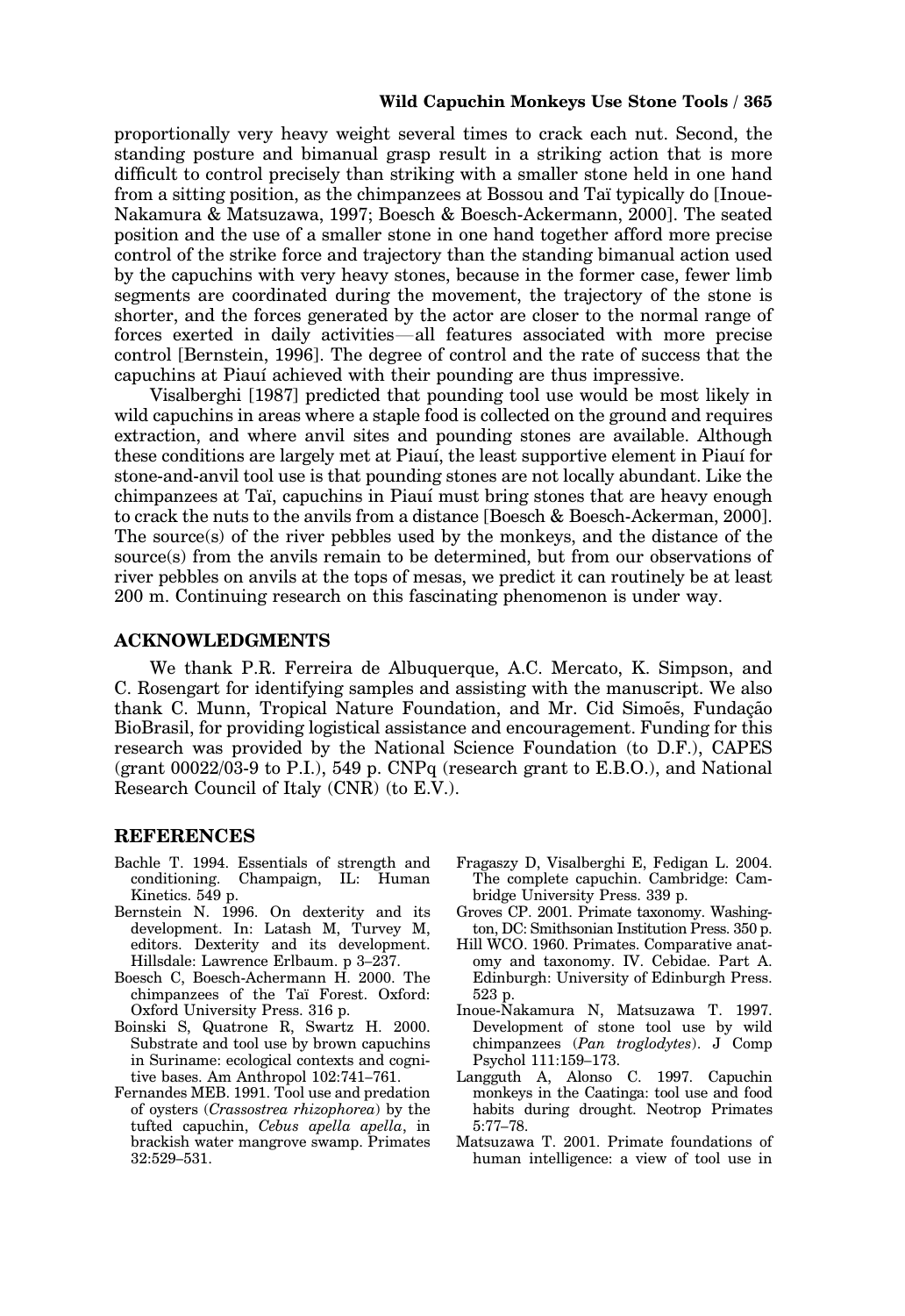proportionally very heavy weight several times to crack each nut. Second, the standing posture and bimanual grasp result in a striking action that is more difficult to control precisely than striking with a smaller stone held in one hand from a sitting position, as the chimpanzees at Bossou and Taï typically do [Inoue-Nakamura & Matsuzawa, 1997; Boesch & Boesch-Ackermann, 2000]. The seated position and the use of a smaller stone in one hand together afford more precise control of the strike force and trajectory than the standing bimanual action used by the capuchins with very heavy stones, because in the former case, fewer limb segments are coordinated during the movement, the trajectory of the stone is shorter, and the forces generated by the actor are closer to the normal range of forces exerted in daily activities—all features associated with more precise control [Bernstein, 1996]. The degree of control and the rate of success that the capuchins at Piauí achieved with their pounding are thus impressive.

Visalberghi [1987] predicted that pounding tool use would be most likely in wild capuchins in areas where a staple food is collected on the ground and requires extraction, and where anvil sites and pounding stones are available. Although these conditions are largely met at Piauí, the least supportive element in Piauí for stone-and-anvil tool use is that pounding stones are not locally abundant. Like the chimpanzees at Taï, capuchins in Piauí must bring stones that are heavy enough to crack the nuts to the anvils from a distance [Boesch & Boesch-Ackerman, 2000]. The source(s) of the river pebbles used by the monkeys, and the distance of the source(s) from the anvils remain to be determined, but from our observations of river pebbles on anvils at the tops of mesas, we predict it can routinely be at least 200 m. Continuing research on this fascinating phenomenon is under way.

## ACKNOWLEDGMENTS

We thank P.R. Ferreira de Albuquerque, A.C. Mercato, K. Simpson, and C. Rosengart for identifying samples and assisting with the manuscript. We also thank C. Munn, Tropical Nature Foundation, and Mr. Cid Simoẽs, Fundação BioBrasil, for providing logistical assistance and encouragement. Funding for this research was provided by the National Science Foundation (to D.F.), CAPES (grant 00022/03-9 to P.I.), 549 p. CNPq (research grant to E.B.O.), and National Research Council of Italy (CNR) (to E.V.).

## REFERENCES

Bachle T. 1994. Essentials of strength and conditioning. Champaign, IL: Human Kinetics. 549 p.

Bernstein N. 1996. On dexterity and its development. In: Latash M, Turvey M, editors. Dexterity and its development. Hillsdale: Lawrence Erlbaum. p 3–237.

Boesch C, Boesch-Achermann H. 2000. The chimpanzees of the Taï Forest. Oxford: Oxford University Press. 316 p.

Boinski S, Quatrone R, Swartz H. 2000. Substrate and tool use by brown capuchins in Suriname: ecological contexts and cognitive bases. Am Anthropol 102:741–761.

Fernandes MEB. 1991. Tool use and predation of oysters (*Crassostrea rhizophorea*) by the tufted capuchin, *Cebus apella apella*, in brackish water mangrove swamp. Primates 32:529–531.

Fragaszy D, Visalberghi E, Fedigan L. 2004. The complete capuchin. Cambridge: Cambridge University Press. 339 p.

Groves CP. 2001. Primate taxonomy. Washington, DC: Smithsonian Institution Press. 350 p.

Hill WCO. 1960. Primates. Comparative anatomy and taxonomy. IV. Cebidae. Part A. Edinburgh: University of Edinburgh Press. 523 p.

Inoue-Nakamura N, Matsuzawa T. 1997. Development of stone tool use by wild chimpanzees (*Pan troglodytes*). J Comp Psychol 111:159–173.

Langguth A, Alonso C. 1997. Capuchin monkeys in the Caatinga: tool use and food habits during drought. Neotrop Primates 5:77–78.

Matsuzawa T. 2001. Primate foundations of human intelligence: a view of tool use in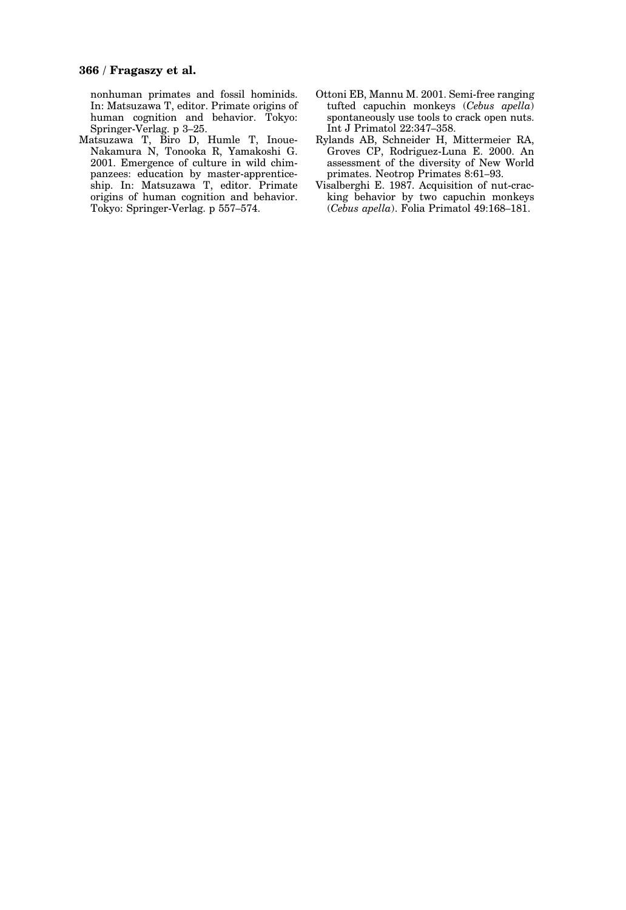nonhuman primates and fossil hominids. In: Matsuzawa T, editor. Primate origins of human cognition and behavior. Tokyo: Springer-Verlag. p 3–25.

Matsuzawa T, Biro D, Humle T, Inoue-Nakamura N, Tonooka R, Yamakoshi G. 2001. Emergence of culture in wild chimpanzees: education by master-apprenticeship. In: Matsuzawa T, editor. Primate origins of human cognition and behavior. Tokyo: Springer-Verlag. p 557–574.

Ottoni EB, Mannu M. 2001. Semi-free ranging tufted capuchin monkeys (*Cebus apella*) spontaneously use tools to crack open nuts. Int J Primatol 22:347–358.

Rylands AB, Schneider H, Mittermeier RA, Groves CP, Rodriguez-Luna E. 2000. An assessment of the diversity of New World primates. Neotrop Primates 8:61–93.

Visalberghi E. 1987. Acquisition of nut-cracking behavior by two capuchin monkeys (*Cebus apella*). Folia Primatol 49:168–181.